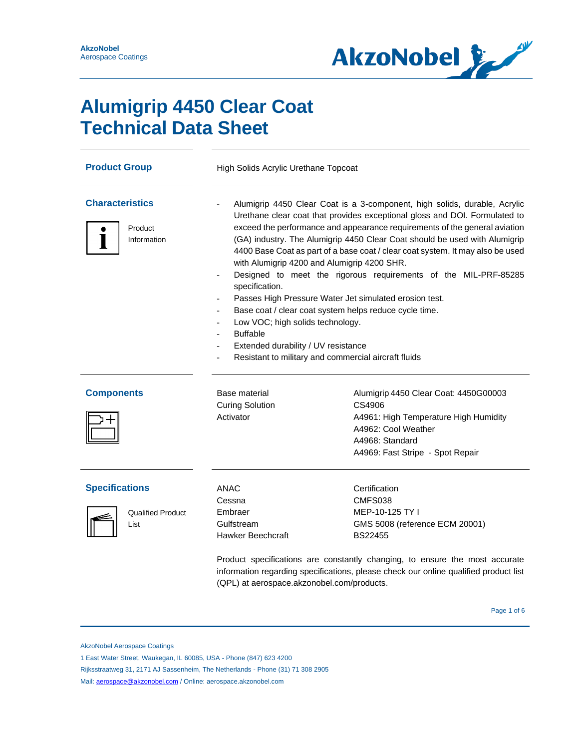# Alumigrip 4450 Clear Coat Technical Data Sheet

## Product Group

High Solids Acrylic Urethane Topcoat

## Characteristics

Product Information

- Alumigrip 4450 Clear Coat is a 3-component, high solids, durable, Acrylic Urethane clear coat that provides exceptional gloss and DOI. Formulated to exceed the performance and appearance requirements of the general aviation (GA) industry. The Alumigrip 4450 Clear Coat should be used with Alumigrip 4400 Base Coat as part of a base coat / clear coat system. It may also be used with Alumigrip 4200 and Alumigrip 4200 SHR.
- Designed to meet the rigorous requirements of the MIL-PRF-85285 specification.
- Passes High Pressure Water Jet simulated erosion test.
- Base coat / clear coat system helps reduce cycle time.
- Low VOC; high solids technology.
- Buffable
- Extended durability / UV resistance
- Resistant to military and commercial aircraft fluids

## Components

| | |
|---|---|
| Base material | Alumigrip 4450 Clear Coat: 4450G00003 |
| Curing Solution | CS4906 |
| Activator | A4961: High Temperature High Humidity |
| | A4962: Cool Weather |
| | A4968: Standard |
| | A4969: Fast Stripe - Spot Repair |

## Specifications

Qualified Product List

| | |
|---|---|
| ANAC | Certification |
| Cessna | CMFS038 |
| Embraer | MEP-10-125 TY I |
| Gulfstream | GMS 5008 (reference ECM 20001) |
| Hawker Beechcraft | BS22455 |

Product specifications are constantly changing, to ensure the most accurate information regarding specifications, please check our online qualified product list (QPL) at aerospace.akzonobel.com/products.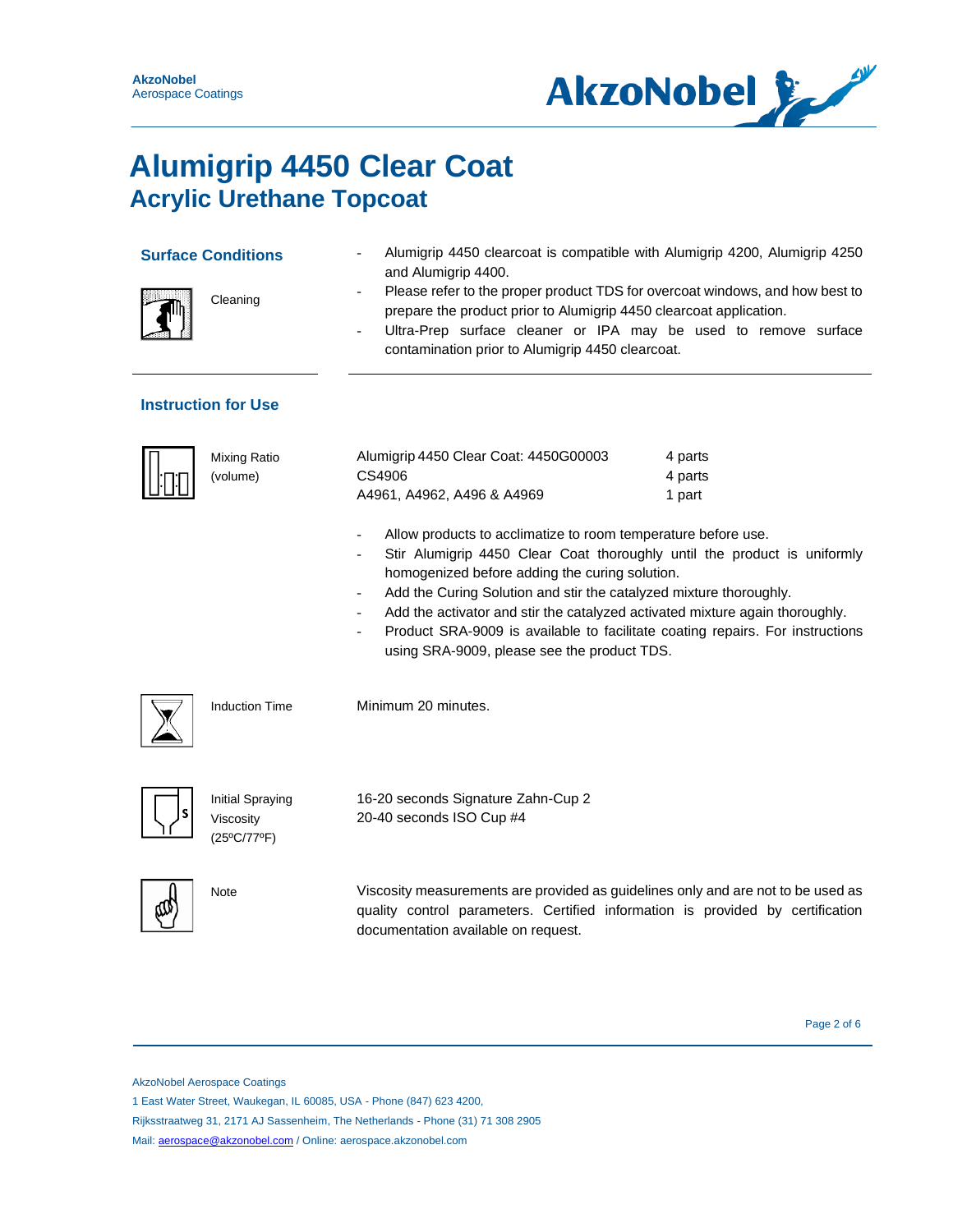# Alumigrip 4450 Clear Coat

## Acrylic Urethane Topcoat

### Surface Conditions

**Cleaning**

- Alumigrip 4450 clearcoat is compatible with Alumigrip 4200, Alumigrip 4250 and Alumigrip 4400.
- Please refer to the proper product TDS for overcoat windows, and how best to prepare the product prior to Alumigrip 4450 clearcoat application.
- Ultra-Prep surface cleaner or IPA may be used to remove surface contamination prior to Alumigrip 4450 clearcoat.

### Instruction for Use

**Mixing Ratio (volume)**

| | |
|---|---|
| Alumigrip 4450 Clear Coat: 4450G00003 | 4 parts |
| CS4906 | 4 parts |
| A4961, A4962, A496 & A4969 | 1 part |

- Allow products to acclimatize to room temperature before use.
- Stir Alumigrip 4450 Clear Coat thoroughly until the product is uniformly homogenized before adding the curing solution.
- Add the Curing Solution and stir the catalyzed mixture thoroughly.
- Add the activator and stir the catalyzed activated mixture again thoroughly.
- Product SRA-9009 is available to facilitate coating repairs. For instructions using SRA-9009, please see the product TDS.

**Induction Time**

Minimum 20 minutes.

**Initial Spraying Viscosity (25ºC/77ºF)**

16-20 seconds Signature Zahn-Cup 2
20-40 seconds ISO Cup #4

**Note**

Viscosity measurements are provided as guidelines only and are not to be used as quality control parameters. Certified information is provided by certification documentation available on request.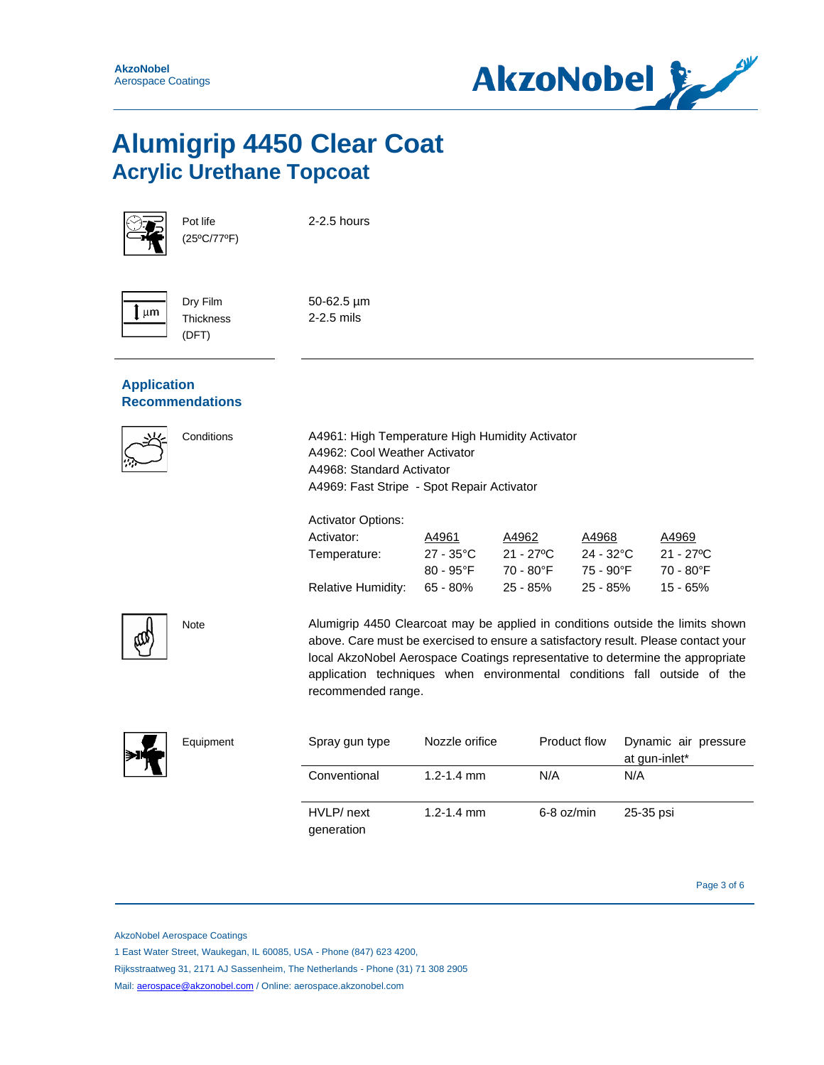# Alumigrip 4450 Clear Coat

## Acrylic Urethane Topcoat

| | |
|---|---|
| Pot life (25ºC/77ºF) | 2-2.5 hours |
| Dry Film Thickness (DFT) | 50-62.5 µm<br>2-2.5 mils |

### Application Recommendations

**Conditions**

A4961: High Temperature High Humidity Activator
A4962: Cool Weather Activator
A4968: Standard Activator
A4969: Fast Stripe - Spot Repair Activator

Activator Options:

| Activator: | A4961 | A4962 | A4968 | A4969 |
|---|---|---|---|---|
| Temperature: | 27 - 35°C<br>80 - 95°F | 21 - 27ºC<br>70 - 80°F | 24 - 32°C<br>75 - 90°F | 21 - 27ºC<br>70 - 80°F |
| Relative Humidity: | 65 - 80% | 25 - 85% | 25 - 85% | 15 - 65% |

**Note**

Alumigrip 4450 Clearcoat may be applied in conditions outside the limits shown above. Care must be exercised to ensure a satisfactory result. Please contact your local AkzoNobel Aerospace Coatings representative to determine the appropriate application techniques when environmental conditions fall outside of the recommended range.

**Equipment**

| Spray gun type | Nozzle orifice | Product flow | Dynamic air pressure at gun-inlet* |
|---|---|---|---|
| Conventional | 1.2-1.4 mm | N/A | N/A |
| HVLP/ next generation | 1.2-1.4 mm | 6-8 oz/min | 25-35 psi |

AkzoNobel Aerospace Coatings
1 East Water Street, Waukegan, IL 60085, USA - Phone (847) 623 4200,
Rijksstraatweg 31, 2171 AJ Sassenheim, The Netherlands - Phone (31) 71 308 2905
Mail: aerospace@akzonobel.com / Online: aerospace.akzonobel.com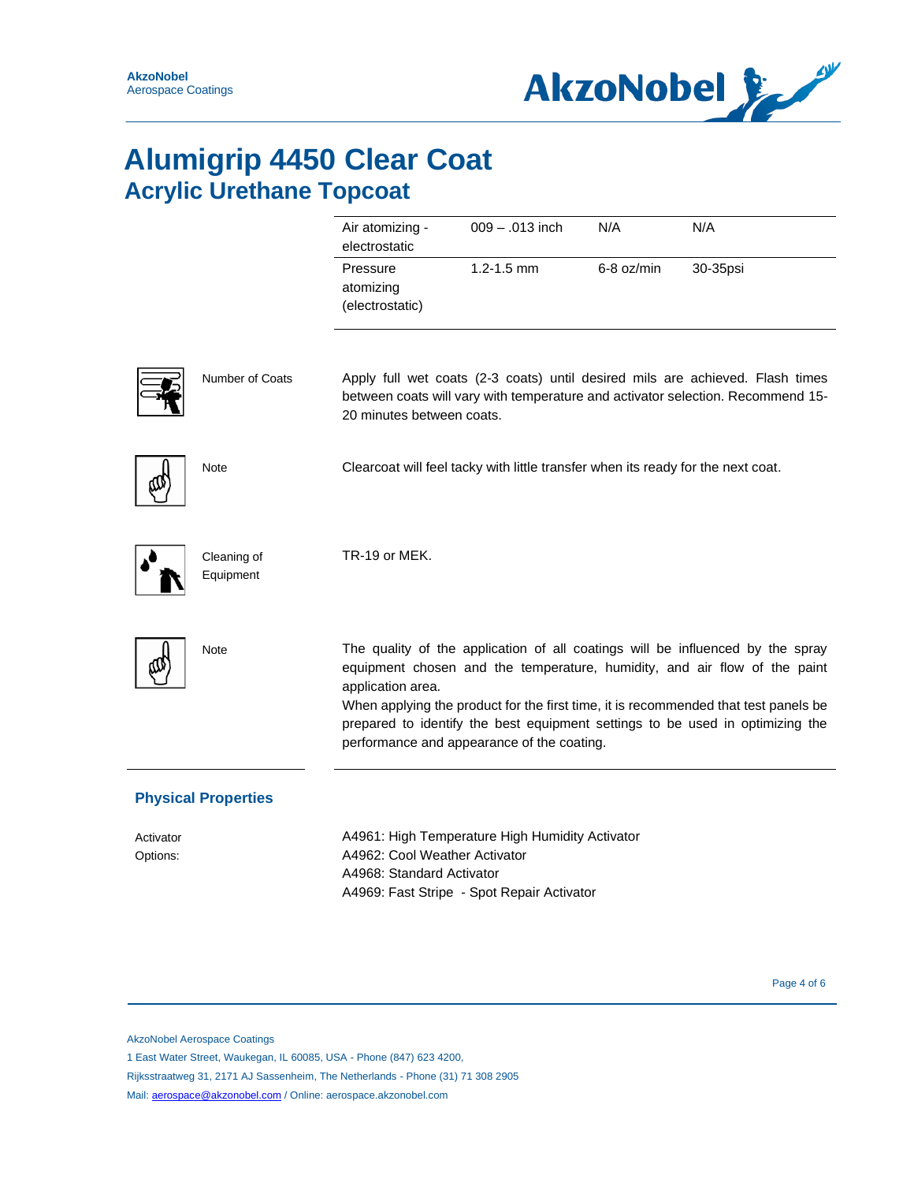# Alumigrip 4450 Clear Coat

## Acrylic Urethane Topcoat

| | | | |
|---|---|---|---|
| Air atomizing - electrostatic | 009 – .013 inch | N/A | N/A |
| Pressure atomizing (electrostatic) | 1.2-1.5 mm | 6-8 oz/min | 30-35psi |

**Number of Coats**

Apply full wet coats (2-3 coats) until desired mils are achieved. Flash times between coats will vary with temperature and activator selection. Recommend 15-20 minutes between coats.

**Note**

Clearcoat will feel tacky with little transfer when its ready for the next coat.

**Cleaning of Equipment**

TR-19 or MEK.

**Note**

The quality of the application of all coatings will be influenced by the spray equipment chosen and the temperature, humidity, and air flow of the paint application area.

When applying the product for the first time, it is recommended that test panels be prepared to identify the best equipment settings to be used in optimizing the performance and appearance of the coating.

## Physical Properties

**Activator Options:**

A4961: High Temperature High Humidity Activator
A4962: Cool Weather Activator
A4968: Standard Activator
A4969: Fast Stripe - Spot Repair Activator

AkzoNobel Aerospace Coatings
1 East Water Street, Waukegan, IL 60085, USA - Phone (847) 623 4200,
Rijksstraatweg 31, 2171 AJ Sassenheim, The Netherlands - Phone (31) 71 308 2905
Mail: aerospace@akzonobel.com / Online: aerospace.akzonobel.com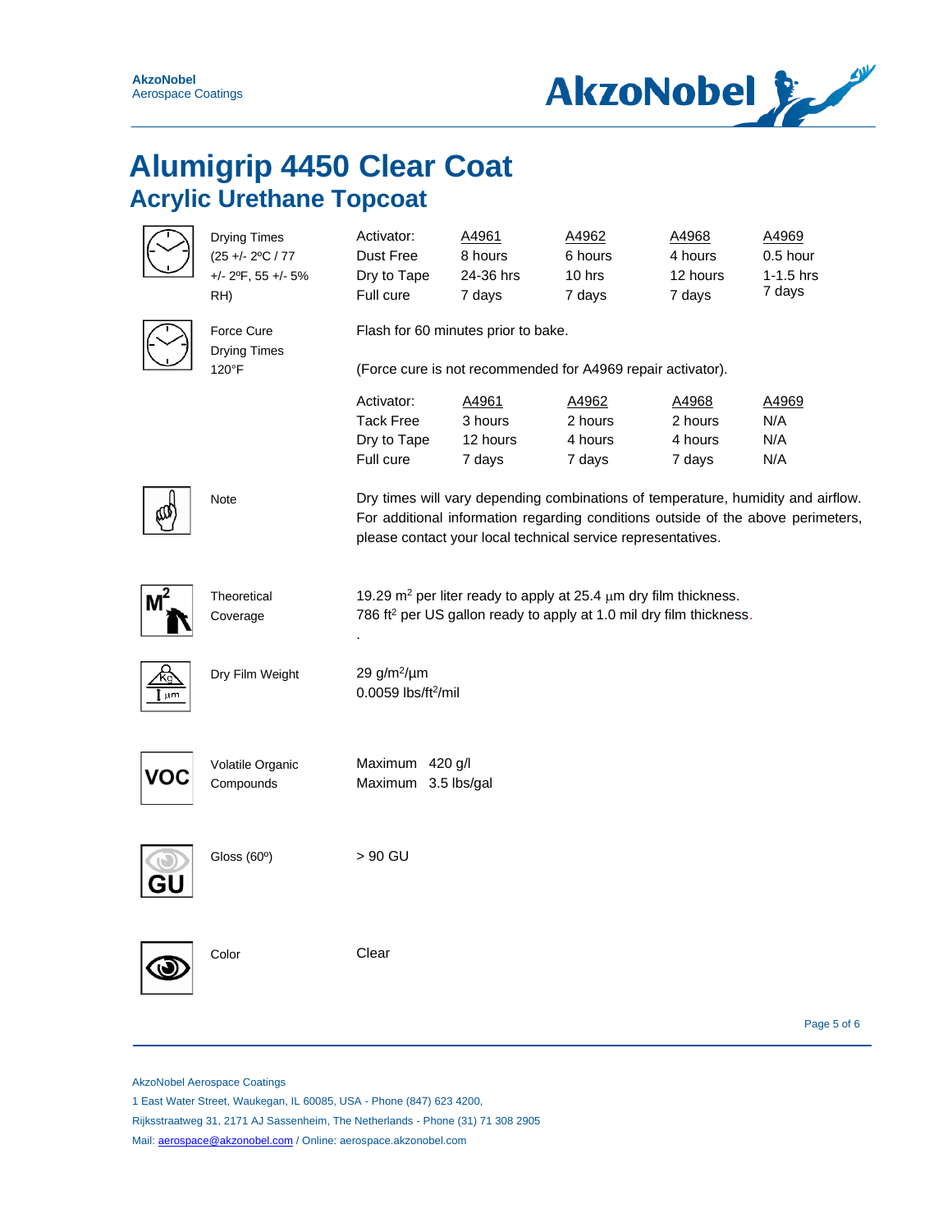# Alumigrip 4450 Clear Coat

## Acrylic Urethane Topcoat

**Drying Times (25 +/- 2ºC / 77 +/- 2ºF, 55 +/- 5% RH)**

| Activator: | A4961 | A4962 | A4968 | A4969 |
|---|---|---|---|---|
| Dust Free | 8 hours | 6 hours | 4 hours | 0.5 hour |
| Dry to Tape | 24-36 hrs | 10 hrs | 12 hours | 1-1.5 hrs |
| Full cure | 7 days | 7 days | 7 days | 7 days |

**Force Cure Drying Times 120°F**

Flash for 60 minutes prior to bake.

(Force cure is not recommended for A4969 repair activator).

| Activator: | A4961 | A4962 | A4968 | A4969 |
|---|---|---|---|---|
| Tack Free | 3 hours | 2 hours | 2 hours | N/A |
| Dry to Tape | 12 hours | 4 hours | 4 hours | N/A |
| Full cure | 7 days | 7 days | 7 days | N/A |

**Note**

Dry times will vary depending combinations of temperature, humidity and airflow. For additional information regarding conditions outside of the above perimeters, please contact your local technical service representatives.

**Theoretical Coverage**

19.29 $m^2$ per liter ready to apply at 25.4 µm dry film thickness.
786 $ft^2$ per US gallon ready to apply at 1.0 mil dry film thickness.

**Dry Film Weight**

29 $g/m^2/\mu m$
0.0059 $lbs/ft^2/mil$

**Volatile Organic Compounds**

Maximum 420 g/l
Maximum 3.5 lbs/gal

**Gloss (60º)**

> 90 GU

**Color**

Clear

AkzoNobel Aerospace Coatings
1 East Water Street, Waukegan, IL 60085, USA - Phone (847) 623 4200,
Rijksstraatweg 31, 2171 AJ Sassenheim, The Netherlands - Phone (31) 71 308 2905
Mail: aerospace@akzonobel.com / Online: aerospace.akzonobel.com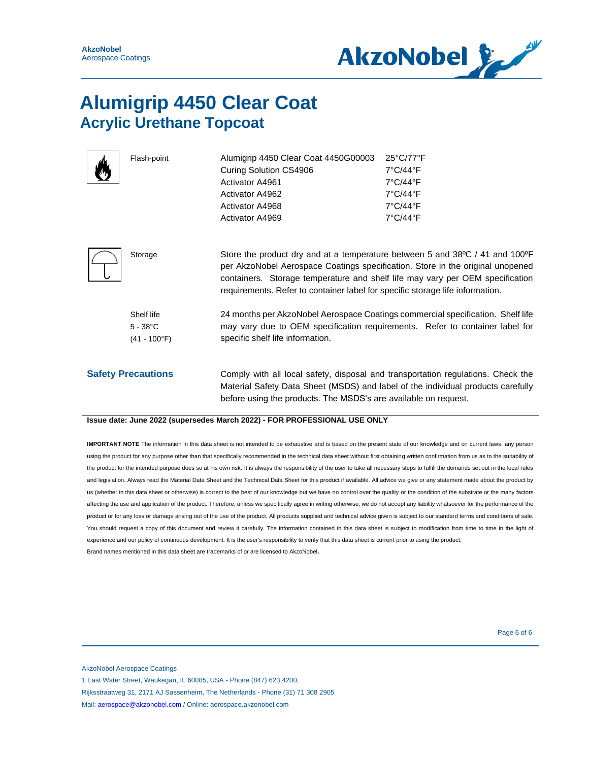# Alumigrip 4450 Clear Coat

## Acrylic Urethane Topcoat

| | | |
|---|---|---|
| Flash-point | Alumigrip 4450 Clear Coat 4450G00003 | 25°C/77°F |
| | Curing Solution CS4906 | 7°C/44°F |
| | Activator A4961 | 7°C/44°F |
| | Activator A4962 | 7°C/44°F |
| | Activator A4968 | 7°C/44°F |
| | Activator A4969 | 7°C/44°F |

**Storage**

Store the product dry and at a temperature between 5 and 38ºC / 41 and 100ºF per AkzoNobel Aerospace Coatings specification. Store in the original unopened containers. Storage temperature and shelf life may vary per OEM specification requirements. Refer to container label for specific storage life information.

**Shelf life**
5 - 38°C
(41 - 100°F)

24 months per AkzoNobel Aerospace Coatings commercial specification. Shelf life may vary due to OEM specification requirements. Refer to container label for specific shelf life information.

### Safety Precautions

Comply with all local safety, disposal and transportation regulations. Check the Material Safety Data Sheet (MSDS) and label of the individual products carefully before using the products. The MSDS's are available on request.

**Issue date: June 2022 (supersedes March 2022) - FOR PROFESSIONAL USE ONLY**

**IMPORTANT NOTE** The information in this data sheet is not intended to be exhaustive and is based on the present state of our knowledge and on current laws: any person using the product for any purpose other than that specifically recommended in the technical data sheet without first obtaining written confirmation from us as to the suitability of the product for the intended purpose does so at his own risk. It is always the responsibility of the user to take all necessary steps to fulfill the demands set out in the local rules and legislation. Always read the Material Data Sheet and the Technical Data Sheet for this product if available. All advice we give or any statement made about the product by us (whether in this data sheet or otherwise) is correct to the best of our knowledge but we have no control over the quality or the condition of the substrate or the many factors affecting the use and application of the product. Therefore, unless we specifically agree in writing otherwise, we do not accept any liability whatsoever for the performance of the product or for any loss or damage arising out of the use of the product. All products supplied and technical advice given is subject to our standard terms and conditions of sale. You should request a copy of this document and review it carefully. The information contained in this data sheet is subject to modification from time to time in the light of experience and our policy of continuous development. It is the user's responsibility to verify that this data sheet is current prior to using the product.
Brand names mentioned in this data sheet are trademarks of or are licensed to AkzoNobel.

AkzoNobel Aerospace Coatings
1 East Water Street, Waukegan, IL 60085, USA - Phone (847) 623 4200,
Rijksstraatweg 31, 2171 AJ Sassenheim, The Netherlands - Phone (31) 71 308 2905
Mail: aerospace@akzonobel.com / Online: aerospace.akzonobel.com